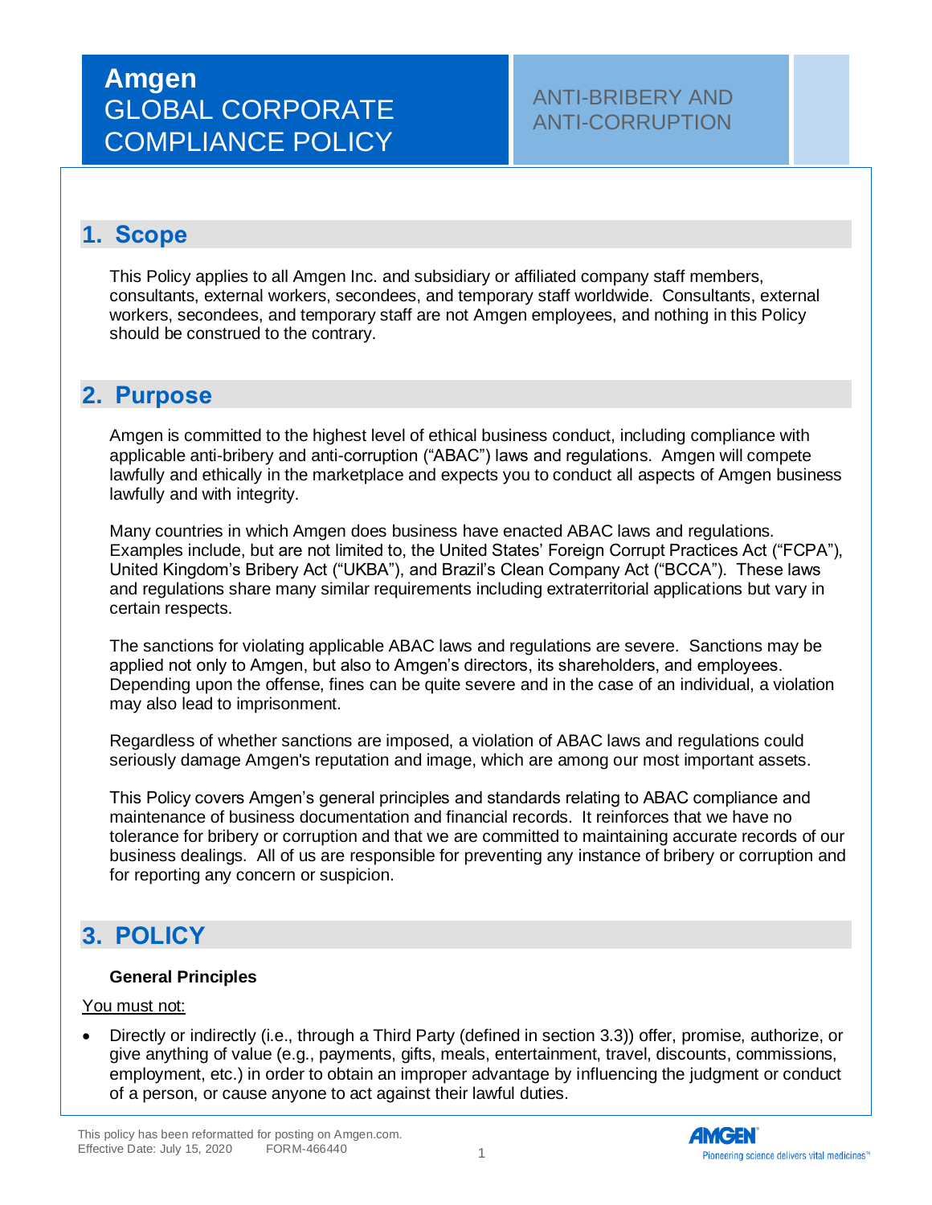# Amgen GLOBAL CORPORATE COMPLIANCE POLICY

## ANTI-BRIBERY AND ANTI-CORRUPTION

## 1. Scope

This Policy applies to all Amgen Inc. and subsidiary or affiliated company staff members, consultants, external workers, secondees, and temporary staff worldwide. Consultants, external workers, secondees, and temporary staff are not Amgen employees, and nothing in this Policy should be construed to the contrary.

## 2. Purpose

Amgen is committed to the highest level of ethical business conduct, including compliance with applicable anti-bribery and anti-corruption ("ABAC") laws and regulations. Amgen will compete lawfully and ethically in the marketplace and expects you to conduct all aspects of Amgen business lawfully and with integrity.

Many countries in which Amgen does business have enacted ABAC laws and regulations. Examples include, but are not limited to, the United States' Foreign Corrupt Practices Act ("FCPA"), United Kingdom's Bribery Act ("UKBA"), and Brazil's Clean Company Act ("BCCA"). These laws and regulations share many similar requirements including extraterritorial applications but vary in certain respects.

The sanctions for violating applicable ABAC laws and regulations are severe. Sanctions may be applied not only to Amgen, but also to Amgen's directors, its shareholders, and employees. Depending upon the offense, fines can be quite severe and in the case of an individual, a violation may also lead to imprisonment.

Regardless of whether sanctions are imposed, a violation of ABAC laws and regulations could seriously damage Amgen's reputation and image, which are among our most important assets.

This Policy covers Amgen's general principles and standards relating to ABAC compliance and maintenance of business documentation and financial records. It reinforces that we have no tolerance for bribery or corruption and that we are committed to maintaining accurate records of our business dealings. All of us are responsible for preventing any instance of bribery or corruption and for reporting any concern or suspicion.

## 3. POLICY

**General Principles**

<u>You must not:</u>

- Directly or indirectly (i.e., through a Third Party (defined in section 3.3)) offer, promise, authorize, or give anything of value (e.g., payments, gifts, meals, entertainment, travel, discounts, commissions, employment, etc.) in order to obtain an improper advantage by influencing the judgment or conduct of a person, or cause anyone to act against their lawful duties.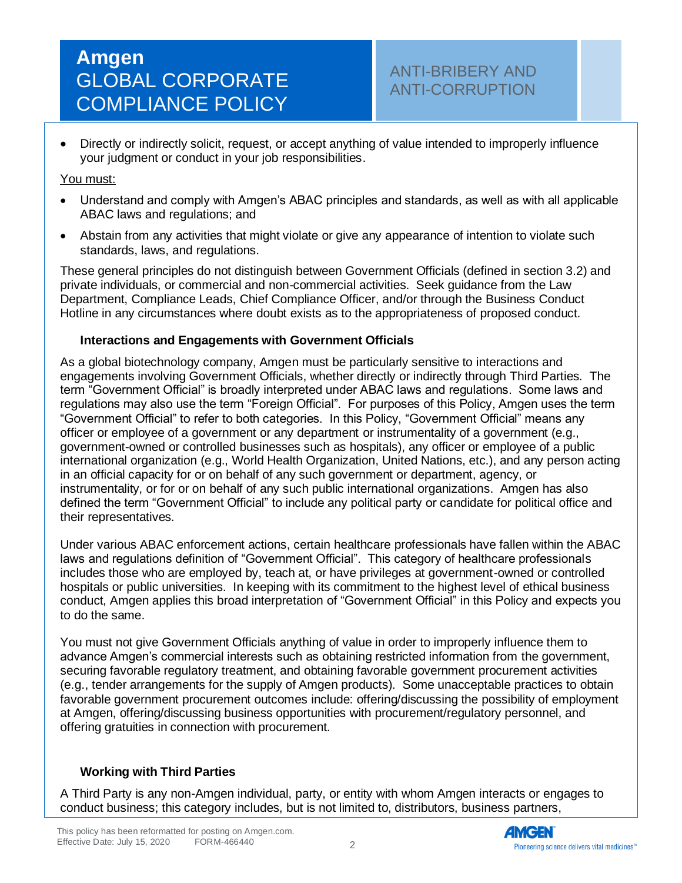- Directly or indirectly solicit, request, or accept anything of value intended to improperly influence your judgment or conduct in your job responsibilities.

You must:

- Understand and comply with Amgen's ABAC principles and standards, as well as with all applicable ABAC laws and regulations; and
- Abstain from any activities that might violate or give any appearance of intention to violate such standards, laws, and regulations.

These general principles do not distinguish between Government Officials (defined in section 3.2) and private individuals, or commercial and non-commercial activities. Seek guidance from the Law Department, Compliance Leads, Chief Compliance Officer, and/or through the Business Conduct Hotline in any circumstances where doubt exists as to the appropriateness of proposed conduct.

### Interactions and Engagements with Government Officials

As a global biotechnology company, Amgen must be particularly sensitive to interactions and engagements involving Government Officials, whether directly or indirectly through Third Parties. The term "Government Official" is broadly interpreted under ABAC laws and regulations. Some laws and regulations may also use the term "Foreign Official". For purposes of this Policy, Amgen uses the term "Government Official" to refer to both categories. In this Policy, "Government Official" means any officer or employee of a government or any department or instrumentality of a government (e.g., government-owned or controlled businesses such as hospitals), any officer or employee of a public international organization (e.g., World Health Organization, United Nations, etc.), and any person acting in an official capacity for or on behalf of any such government or department, agency, or instrumentality, or for or on behalf of any such public international organizations. Amgen has also defined the term "Government Official" to include any political party or candidate for political office and their representatives.

Under various ABAC enforcement actions, certain healthcare professionals have fallen within the ABAC laws and regulations definition of "Government Official". This category of healthcare professionals includes those who are employed by, teach at, or have privileges at government-owned or controlled hospitals or public universities. In keeping with its commitment to the highest level of ethical business conduct, Amgen applies this broad interpretation of "Government Official" in this Policy and expects you to do the same.

You must not give Government Officials anything of value in order to improperly influence them to advance Amgen's commercial interests such as obtaining restricted information from the government, securing favorable regulatory treatment, and obtaining favorable government procurement activities (e.g., tender arrangements for the supply of Amgen products). Some unacceptable practices to obtain favorable government procurement outcomes include: offering/discussing the possibility of employment at Amgen, offering/discussing business opportunities with procurement/regulatory personnel, and offering gratuities in connection with procurement.

### Working with Third Parties

A Third Party is any non-Amgen individual, party, or entity with whom Amgen interacts or engages to conduct business; this category includes, but is not limited to, distributors, business partners,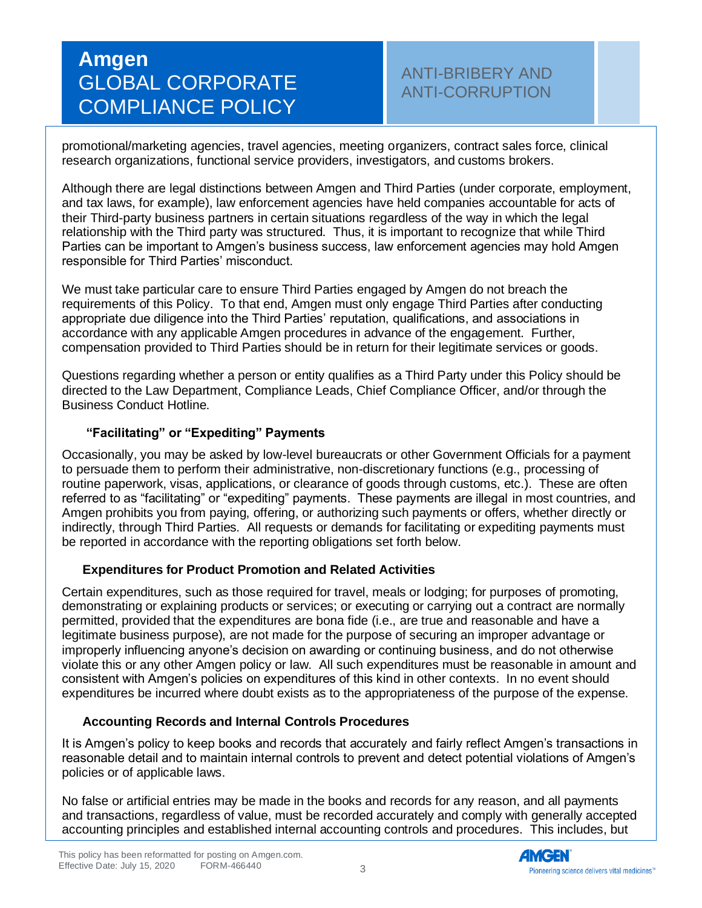promotional/marketing agencies, travel agencies, meeting organizers, contract sales force, clinical research organizations, functional service providers, investigators, and customs brokers.

Although there are legal distinctions between Amgen and Third Parties (under corporate, employment, and tax laws, for example), law enforcement agencies have held companies accountable for acts of their Third-party business partners in certain situations regardless of the way in which the legal relationship with the Third party was structured. Thus, it is important to recognize that while Third Parties can be important to Amgen's business success, law enforcement agencies may hold Amgen responsible for Third Parties' misconduct.

We must take particular care to ensure Third Parties engaged by Amgen do not breach the requirements of this Policy. To that end, Amgen must only engage Third Parties after conducting appropriate due diligence into the Third Parties' reputation, qualifications, and associations in accordance with any applicable Amgen procedures in advance of the engagement. Further, compensation provided to Third Parties should be in return for their legitimate services or goods.

Questions regarding whether a person or entity qualifies as a Third Party under this Policy should be directed to the Law Department, Compliance Leads, Chief Compliance Officer, and/or through the Business Conduct Hotline.

### "Facilitating" or "Expediting" Payments

Occasionally, you may be asked by low-level bureaucrats or other Government Officials for a payment to persuade them to perform their administrative, non-discretionary functions (e.g., processing of routine paperwork, visas, applications, or clearance of goods through customs, etc.). These are often referred to as "facilitating" or "expediting" payments. These payments are illegal in most countries, and Amgen prohibits you from paying, offering, or authorizing such payments or offers, whether directly or indirectly, through Third Parties. All requests or demands for facilitating or expediting payments must be reported in accordance with the reporting obligations set forth below.

### Expenditures for Product Promotion and Related Activities

Certain expenditures, such as those required for travel, meals or lodging; for purposes of promoting, demonstrating or explaining products or services; or executing or carrying out a contract are normally permitted, provided that the expenditures are bona fide (i.e., are true and reasonable and have a legitimate business purpose), are not made for the purpose of securing an improper advantage or improperly influencing anyone's decision on awarding or continuing business, and do not otherwise violate this or any other Amgen policy or law. All such expenditures must be reasonable in amount and consistent with Amgen's policies on expenditures of this kind in other contexts. In no event should expenditures be incurred where doubt exists as to the appropriateness of the purpose of the expense.

### Accounting Records and Internal Controls Procedures

It is Amgen's policy to keep books and records that accurately and fairly reflect Amgen's transactions in reasonable detail and to maintain internal controls to prevent and detect potential violations of Amgen's policies or of applicable laws.

No false or artificial entries may be made in the books and records for any reason, and all payments and transactions, regardless of value, must be recorded accurately and comply with generally accepted accounting principles and established internal accounting controls and procedures. This includes, but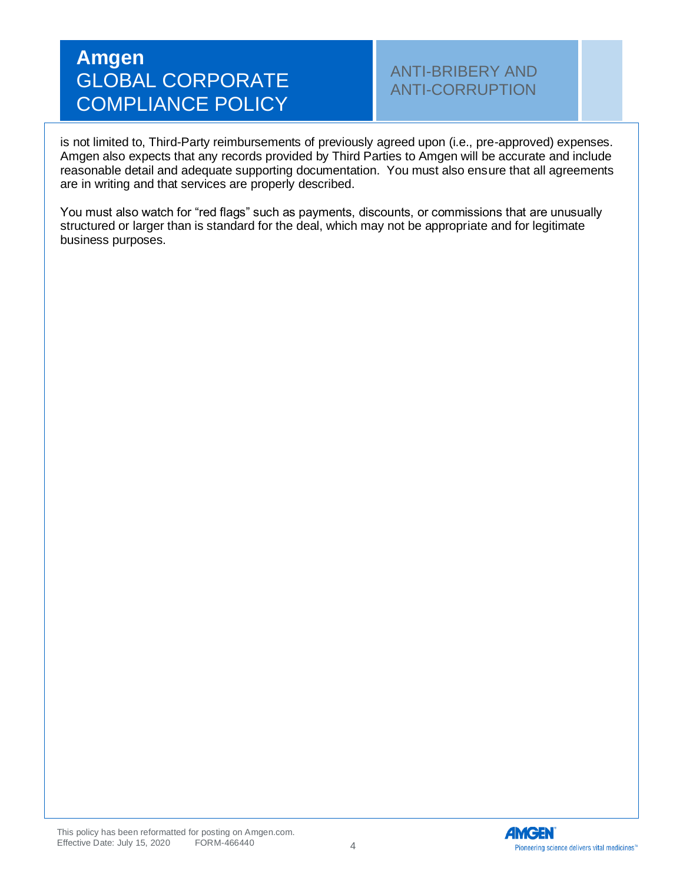is not limited to, Third-Party reimbursements of previously agreed upon (i.e., pre-approved) expenses. Amgen also expects that any records provided by Third Parties to Amgen will be accurate and include reasonable detail and adequate supporting documentation. You must also ensure that all agreements are in writing and that services are properly described.

You must also watch for "red flags" such as payments, discounts, or commissions that are unusually structured or larger than is standard for the deal, which may not be appropriate and for legitimate business purposes.